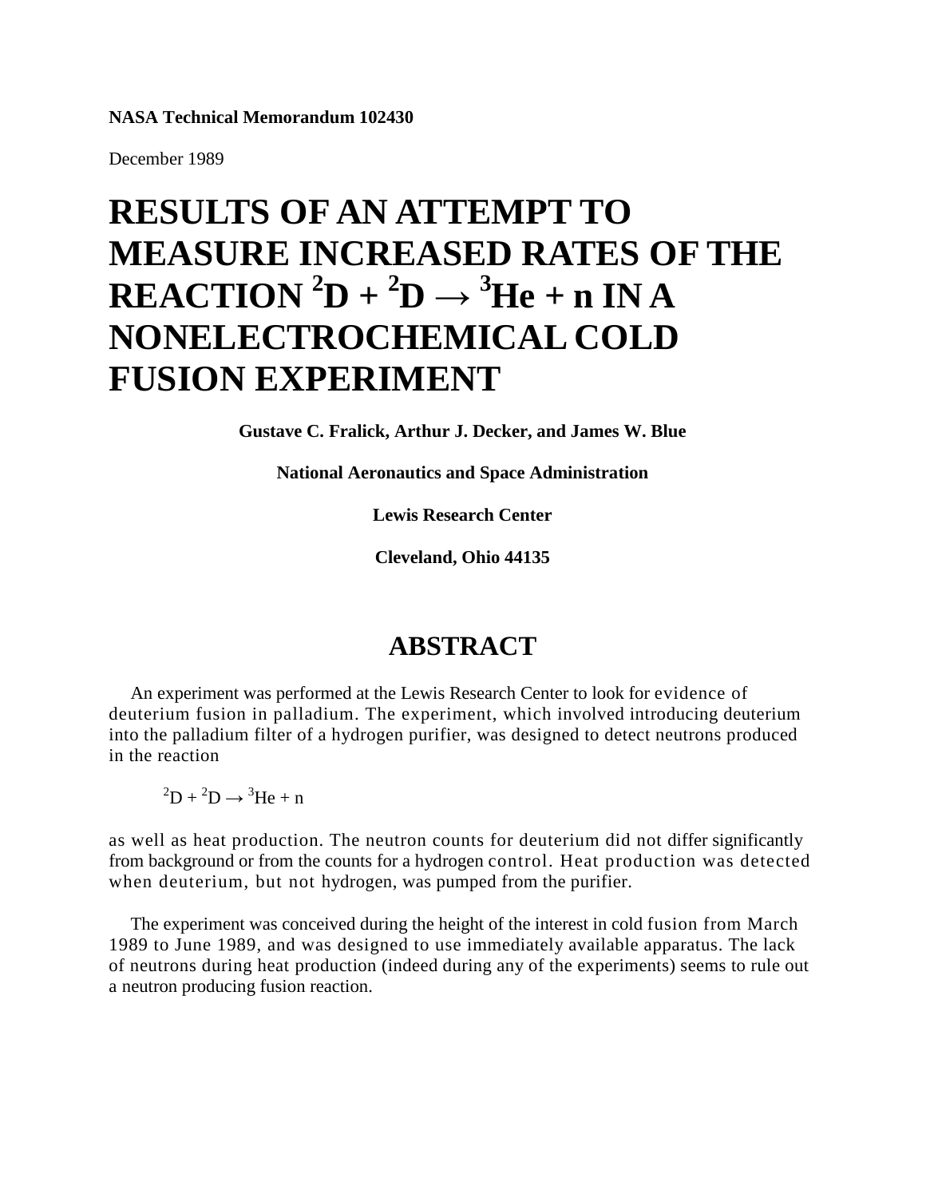**NASA Technical Memorandum 102430**

December 1989

# RESULTS OF AN ATTEMPT TO MEASURE INCREASED RATES OF THE REACTION $^2D + ^2D \rightarrow ^3He + n$ IN A NONELECTROCHEMICAL COLD FUSION EXPERIMENT

**Gustave C. Fralick, Arthur J. Decker, and James W. Blue**

**National Aeronautics and Space Administration**

**Lewis Research Center**

**Cleveland, Ohio 44135**

## ABSTRACT

An experiment was performed at the Lewis Research Center to look for evidence of deuterium fusion in palladium. The experiment, which involved introducing deuterium into the palladium filter of a hydrogen purifier, was designed to detect neutrons produced in the reaction

$$^2D + ^2D \rightarrow ^3He + n$$

as well as heat production. The neutron counts for deuterium did not differ significantly from background or from the counts for a hydrogen control. Heat production was detected when deuterium, but not hydrogen, was pumped from the purifier.

The experiment was conceived during the height of the interest in cold fusion from March 1989 to June 1989, and was designed to use immediately available apparatus. The lack of neutrons during heat production (indeed during any of the experiments) seems to rule out a neutron producing fusion reaction.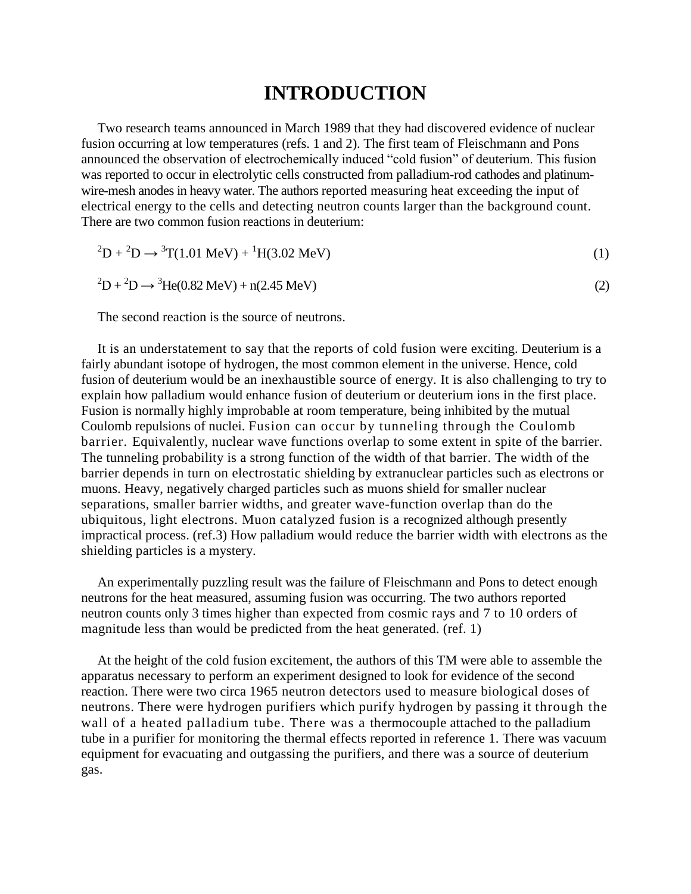# INTRODUCTION

Two research teams announced in March 1989 that they had discovered evidence of nuclear fusion occurring at low temperatures (refs. 1 and 2). The first team of Fleischmann and Pons announced the observation of electrochemically induced “cold fusion” of deuterium. This fusion was reported to occur in electrolytic cells constructed from palladium-rod cathodes and platinum-wire-mesh anodes in heavy water. The authors reported measuring heat exceeding the input of electrical energy to the cells and detecting neutron counts larger than the background count. There are two common fusion reactions in deuterium:

$$^{2}D + {}^{2}D \rightarrow {}^{3}T(1.01\ \text{MeV}) + {}^{1}H(3.02\ \text{MeV}) \tag{1}$$

$$^{2}D + {}^{2}D \rightarrow {}^{3}He(0.82\ \text{MeV}) + n(2.45\ \text{MeV}) \tag{2}$$

The second reaction is the source of neutrons.

It is an understatement to say that the reports of cold fusion were exciting. Deuterium is a fairly abundant isotope of hydrogen, the most common element in the universe. Hence, cold fusion of deuterium would be an inexhaustible source of energy. It is also challenging to try to explain how palladium would enhance fusion of deuterium or deuterium ions in the first place. Fusion is normally highly improbable at room temperature, being inhibited by the mutual Coulomb repulsions of nuclei. Fusion can occur by tunneling through the Coulomb barrier. Equivalently, nuclear wave functions overlap to some extent in spite of the barrier. The tunneling probability is a strong function of the width of that barrier. The width of the barrier depends in turn on electrostatic shielding by extranuclear particles such as electrons or muons. Heavy, negatively charged particles such as muons shield for smaller nuclear separations, smaller barrier widths, and greater wave-function overlap than do the ubiquitous, light electrons. Muon catalyzed fusion is a recognized although presently impractical process. (ref.3) How palladium would reduce the barrier width with electrons as the shielding particles is a mystery.

An experimentally puzzling result was the failure of Fleischmann and Pons to detect enough neutrons for the heat measured, assuming fusion was occurring. The two authors reported neutron counts only 3 times higher than expected from cosmic rays and 7 to 10 orders of magnitude less than would be predicted from the heat generated. (ref. 1)

At the height of the cold fusion excitement, the authors of this TM were able to assemble the apparatus necessary to perform an experiment designed to look for evidence of the second reaction. There were two circa 1965 neutron detectors used to measure biological doses of neutrons. There were hydrogen purifiers which purify hydrogen by passing it through the wall of a heated palladium tube. There was a thermocouple attached to the palladium tube in a purifier for monitoring the thermal effects reported in reference 1. There was vacuum equipment for evacuating and outgassing the purifiers, and there was a source of deuterium gas.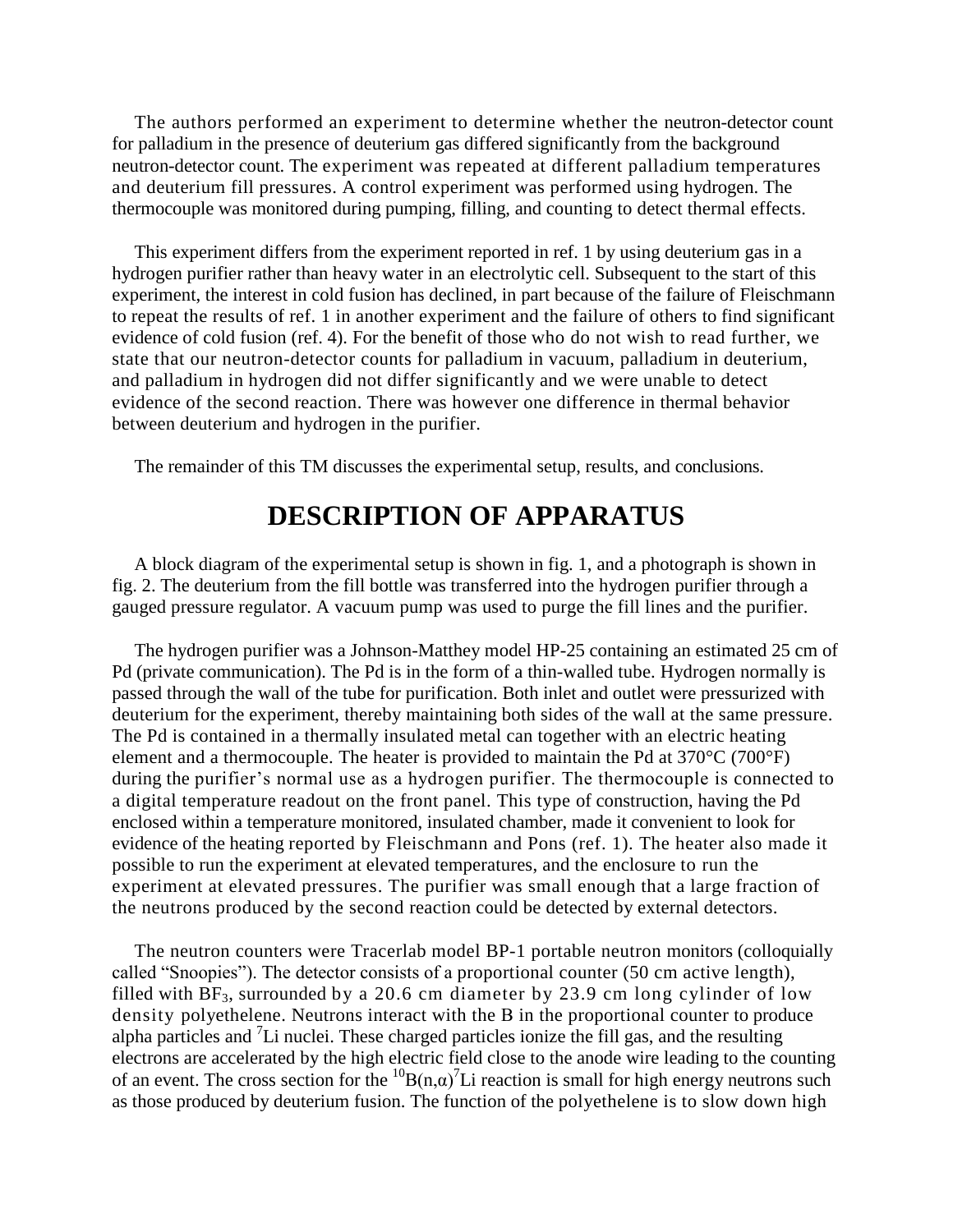The authors performed an experiment to determine whether the neutron-detector count for palladium in the presence of deuterium gas differed significantly from the background neutron-detector count. The experiment was repeated at different palladium temperatures and deuterium fill pressures. A control experiment was performed using hydrogen. The thermocouple was monitored during pumping, filling, and counting to detect thermal effects.

This experiment differs from the experiment reported in ref. 1 by using deuterium gas in a hydrogen purifier rather than heavy water in an electrolytic cell. Subsequent to the start of this experiment, the interest in cold fusion has declined, in part because of the failure of Fleischmann to repeat the results of ref. 1 in another experiment and the failure of others to find significant evidence of cold fusion (ref. 4). For the benefit of those who do not wish to read further, we state that our neutron-detector counts for palladium in vacuum, palladium in deuterium, and palladium in hydrogen did not differ significantly and we were unable to detect evidence of the second reaction. There was however one difference in thermal behavior between deuterium and hydrogen in the purifier.

The remainder of this TM discusses the experimental setup, results, and conclusions.

# DESCRIPTION OF APPARATUS

A block diagram of the experimental setup is shown in fig. 1, and a photograph is shown in fig. 2. The deuterium from the fill bottle was transferred into the hydrogen purifier through a gauged pressure regulator. A vacuum pump was used to purge the fill lines and the purifier.

The hydrogen purifier was a Johnson-Matthey model HP-25 containing an estimated 25 cm of Pd (private communication). The Pd is in the form of a thin-walled tube. Hydrogen normally is passed through the wall of the tube for purification. Both inlet and outlet were pressurized with deuterium for the experiment, thereby maintaining both sides of the wall at the same pressure. The Pd is contained in a thermally insulated metal can together with an electric heating element and a thermocouple. The heater is provided to maintain the Pd at 370°C (700°F) during the purifier's normal use as a hydrogen purifier. The thermocouple is connected to a digital temperature readout on the front panel. This type of construction, having the Pd enclosed within a temperature monitored, insulated chamber, made it convenient to look for evidence of the heating reported by Fleischmann and Pons (ref. 1). The heater also made it possible to run the experiment at elevated temperatures, and the enclosure to run the experiment at elevated pressures. The purifier was small enough that a large fraction of the neutrons produced by the second reaction could be detected by external detectors.

The neutron counters were Tracerlab model BP-1 portable neutron monitors (colloquially called "Snoopies"). The detector consists of a proportional counter (50 cm active length), filled with $BF_3$, surrounded by a 20.6 cm diameter by 23.9 cm long cylinder of low density polyethelene. Neutrons interact with the B in the proportional counter to produce alpha particles and $^{7}Li$ nuclei. These charged particles ionize the fill gas, and the resulting electrons are accelerated by the high electric field close to the anode wire leading to the counting of an event. The cross section for the $^{10}B(n,\alpha)^{7}Li$ reaction is small for high energy neutrons such as those produced by deuterium fusion. The function of the polyethelene is to slow down high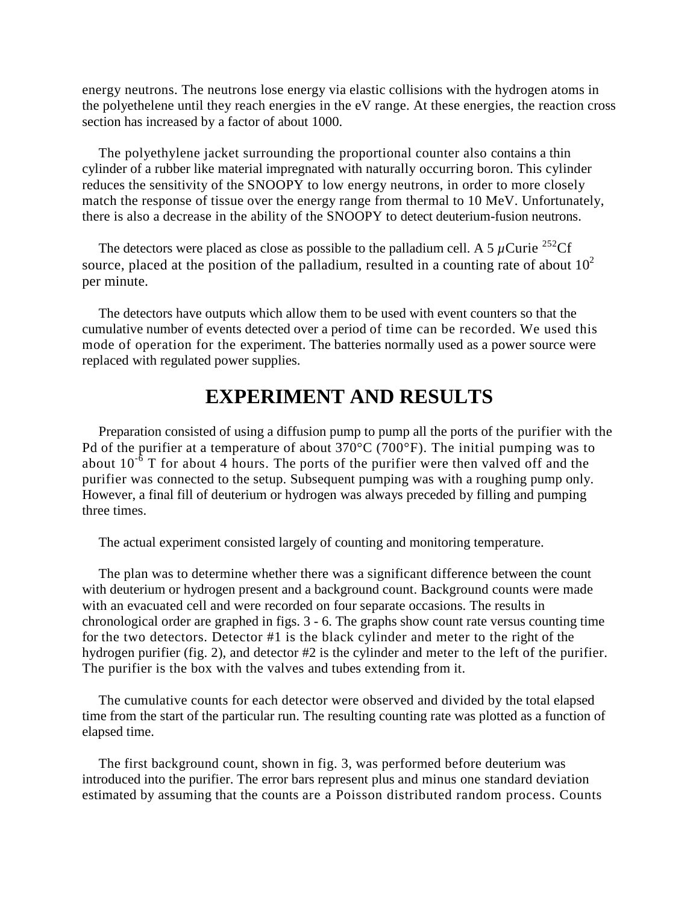energy neutrons. The neutrons lose energy via elastic collisions with the hydrogen atoms in the polyethelene until they reach energies in the eV range. At these energies, the reaction cross section has increased by a factor of about 1000.

The polyethylene jacket surrounding the proportional counter also contains a thin cylinder of a rubber like material impregnated with naturally occurring boron. This cylinder reduces the sensitivity of the SNOOPY to low energy neutrons, in order to more closely match the response of tissue over the energy range from thermal to 10 MeV. Unfortunately, there is also a decrease in the ability of the SNOOPY to detect deuterium-fusion neutrons.

The detectors were placed as close as possible to the palladium cell. A 5 $\mu$Curie $^{252}$Cf source, placed at the position of the palladium, resulted in a counting rate of about $10^2$ per minute.

The detectors have outputs which allow them to be used with event counters so that the cumulative number of events detected over a period of time can be recorded. We used this mode of operation for the experiment. The batteries normally used as a power source were replaced with regulated power supplies.

## EXPERIMENT AND RESULTS

Preparation consisted of using a diffusion pump to pump all the ports of the purifier with the Pd of the purifier at a temperature of about 370°C (700°F). The initial pumping was to about $10^{-6}$ T for about 4 hours. The ports of the purifier were then valved off and the purifier was connected to the setup. Subsequent pumping was with a roughing pump only. However, a final fill of deuterium or hydrogen was always preceded by filling and pumping three times.

The actual experiment consisted largely of counting and monitoring temperature.

The plan was to determine whether there was a significant difference between the count with deuterium or hydrogen present and a background count. Background counts were made with an evacuated cell and were recorded on four separate occasions. The results in chronological order are graphed in figs. 3 - 6. The graphs show count rate versus counting time for the two detectors. Detector #1 is the black cylinder and meter to the right of the hydrogen purifier (fig. 2), and detector #2 is the cylinder and meter to the left of the purifier. The purifier is the box with the valves and tubes extending from it.

The cumulative counts for each detector were observed and divided by the total elapsed time from the start of the particular run. The resulting counting rate was plotted as a function of elapsed time.

The first background count, shown in fig. 3, was performed before deuterium was introduced into the purifier. The error bars represent plus and minus one standard deviation estimated by assuming that the counts are a Poisson distributed random process. Counts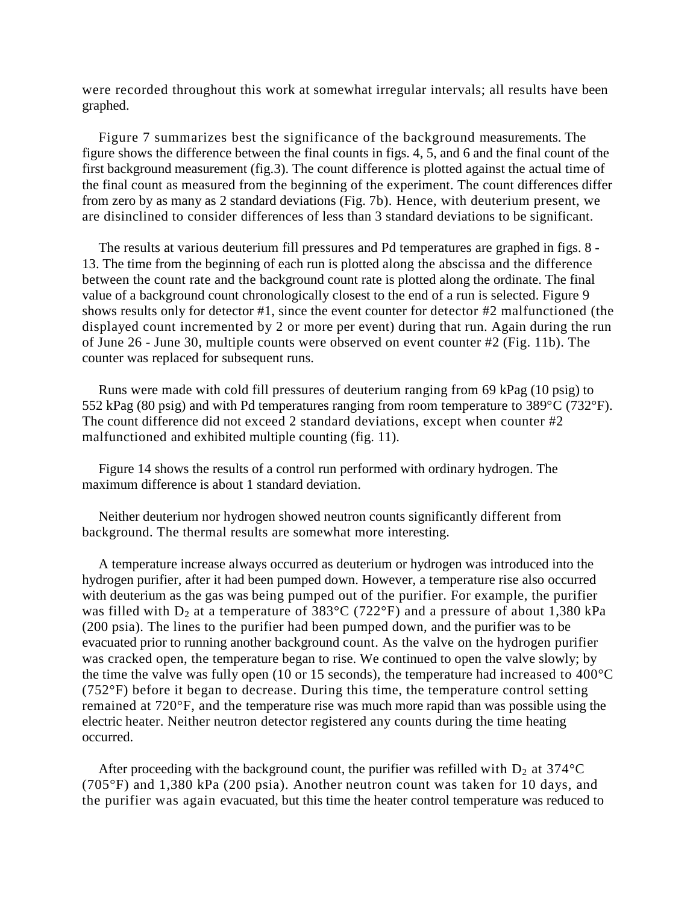were recorded throughout this work at somewhat irregular intervals; all results have been graphed.

Figure 7 summarizes best the significance of the background measurements. The figure shows the difference between the final counts in figs. 4, 5, and 6 and the final count of the first background measurement (fig.3). The count difference is plotted against the actual time of the final count as measured from the beginning of the experiment. The count differences differ from zero by as many as 2 standard deviations (Fig. 7b). Hence, with deuterium present, we are disinclined to consider differences of less than 3 standard deviations to be significant.

The results at various deuterium fill pressures and Pd temperatures are graphed in figs. 8 - 13. The time from the beginning of each run is plotted along the abscissa and the difference between the count rate and the background count rate is plotted along the ordinate. The final value of a background count chronologically closest to the end of a run is selected. Figure 9 shows results only for detector #1, since the event counter for detector #2 malfunctioned (the displayed count incremented by 2 or more per event) during that run. Again during the run of June 26 - June 30, multiple counts were observed on event counter #2 (Fig. 11b). The counter was replaced for subsequent runs.

Runs were made with cold fill pressures of deuterium ranging from 69 kPag (10 psig) to 552 kPag (80 psig) and with Pd temperatures ranging from room temperature to 389°C (732°F). The count difference did not exceed 2 standard deviations, except when counter #2 malfunctioned and exhibited multiple counting (fig. 11).

Figure 14 shows the results of a control run performed with ordinary hydrogen. The maximum difference is about 1 standard deviation.

Neither deuterium nor hydrogen showed neutron counts significantly different from background. The thermal results are somewhat more interesting.

A temperature increase always occurred as deuterium or hydrogen was introduced into the hydrogen purifier, after it had been pumped down. However, a temperature rise also occurred with deuterium as the gas was being pumped out of the purifier. For example, the purifier was filled with $D_2$ at a temperature of 383°C (722°F) and a pressure of about 1,380 kPa (200 psia). The lines to the purifier had been pumped down, and the purifier was to be evacuated prior to running another background count. As the valve on the hydrogen purifier was cracked open, the temperature began to rise. We continued to open the valve slowly; by the time the valve was fully open (10 or 15 seconds), the temperature had increased to 400°C (752°F) before it began to decrease. During this time, the temperature control setting remained at 720°F, and the temperature rise was much more rapid than was possible using the electric heater. Neither neutron detector registered any counts during the time heating occurred.

After proceeding with the background count, the purifier was refilled with $D_2$ at 374°C (705°F) and 1,380 kPa (200 psia). Another neutron count was taken for 10 days, and the purifier was again evacuated, but this time the heater control temperature was reduced to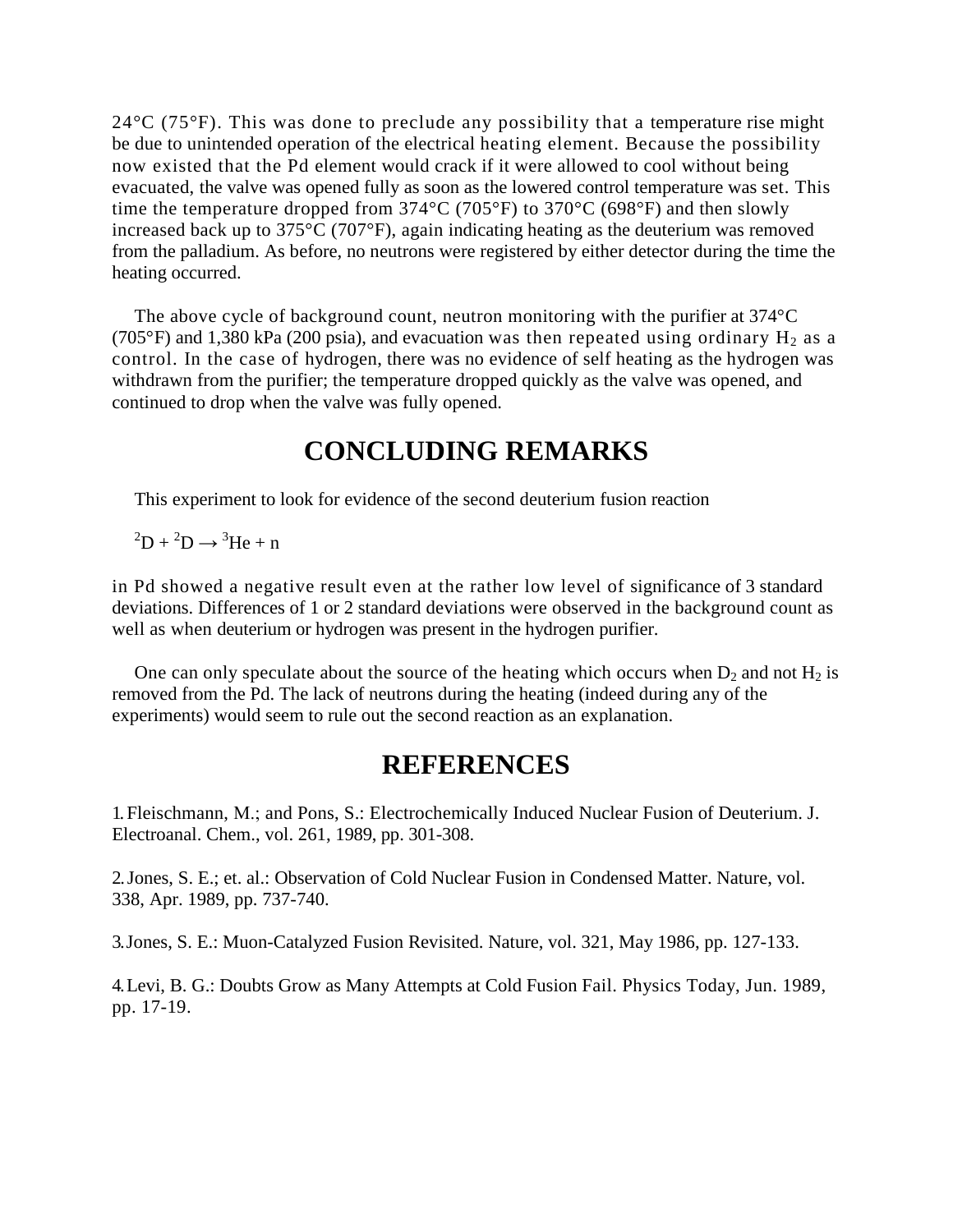24°C (75°F). This was done to preclude any possibility that a temperature rise might be due to unintended operation of the electrical heating element. Because the possibility now existed that the Pd element would crack if it were allowed to cool without being evacuated, the valve was opened fully as soon as the lowered control temperature was set. This time the temperature dropped from 374°C (705°F) to 370°C (698°F) and then slowly increased back up to 375°C (707°F), again indicating heating as the deuterium was removed from the palladium. As before, no neutrons were registered by either detector during the time the heating occurred.

The above cycle of background count, neutron monitoring with the purifier at 374°C (705°F) and 1,380 kPa (200 psia), and evacuation was then repeated using ordinary $H_2$ as a control. In the case of hydrogen, there was no evidence of self heating as the hydrogen was withdrawn from the purifier; the temperature dropped quickly as the valve was opened, and continued to drop when the valve was fully opened.

# CONCLUDING REMARKS

This experiment to look for evidence of the second deuterium fusion reaction

$$^{2}D + ^{2}D \rightarrow ^{3}He + n$$

in Pd showed a negative result even at the rather low level of significance of 3 standard deviations. Differences of 1 or 2 standard deviations were observed in the background count as well as when deuterium or hydrogen was present in the hydrogen purifier.

One can only speculate about the source of the heating which occurs when $D_2$ and not $H_2$ is removed from the Pd. The lack of neutrons during the heating (indeed during any of the experiments) would seem to rule out the second reaction as an explanation.

# REFERENCES

1. Fleischmann, M.; and Pons, S.: Electrochemically Induced Nuclear Fusion of Deuterium. J. Electroanal. Chem., vol. 261, 1989, pp. 301-308.

2. Jones, S. E.; et. al.: Observation of Cold Nuclear Fusion in Condensed Matter. Nature, vol. 338, Apr. 1989, pp. 737-740.

3. Jones, S. E.: Muon-Catalyzed Fusion Revisited. Nature, vol. 321, May 1986, pp. 127-133.

4. Levi, B. G.: Doubts Grow as Many Attempts at Cold Fusion Fail. Physics Today, Jun. 1989, pp. 17-19.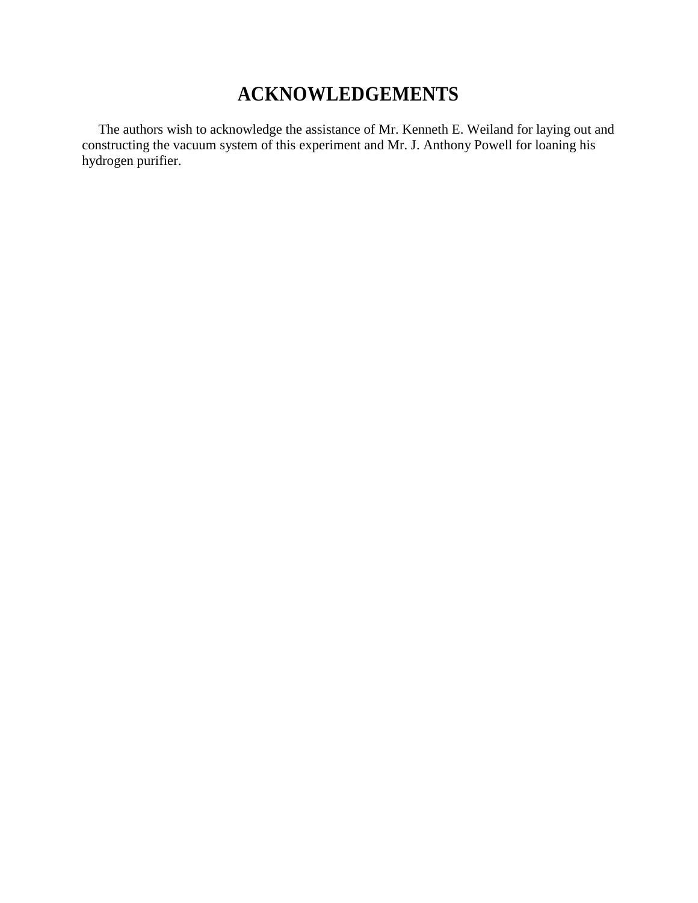# ACKNOWLEDGEMENTS

The authors wish to acknowledge the assistance of Mr. Kenneth E. Weiland for laying out and constructing the vacuum system of this experiment and Mr. J. Anthony Powell for loaning his hydrogen purifier.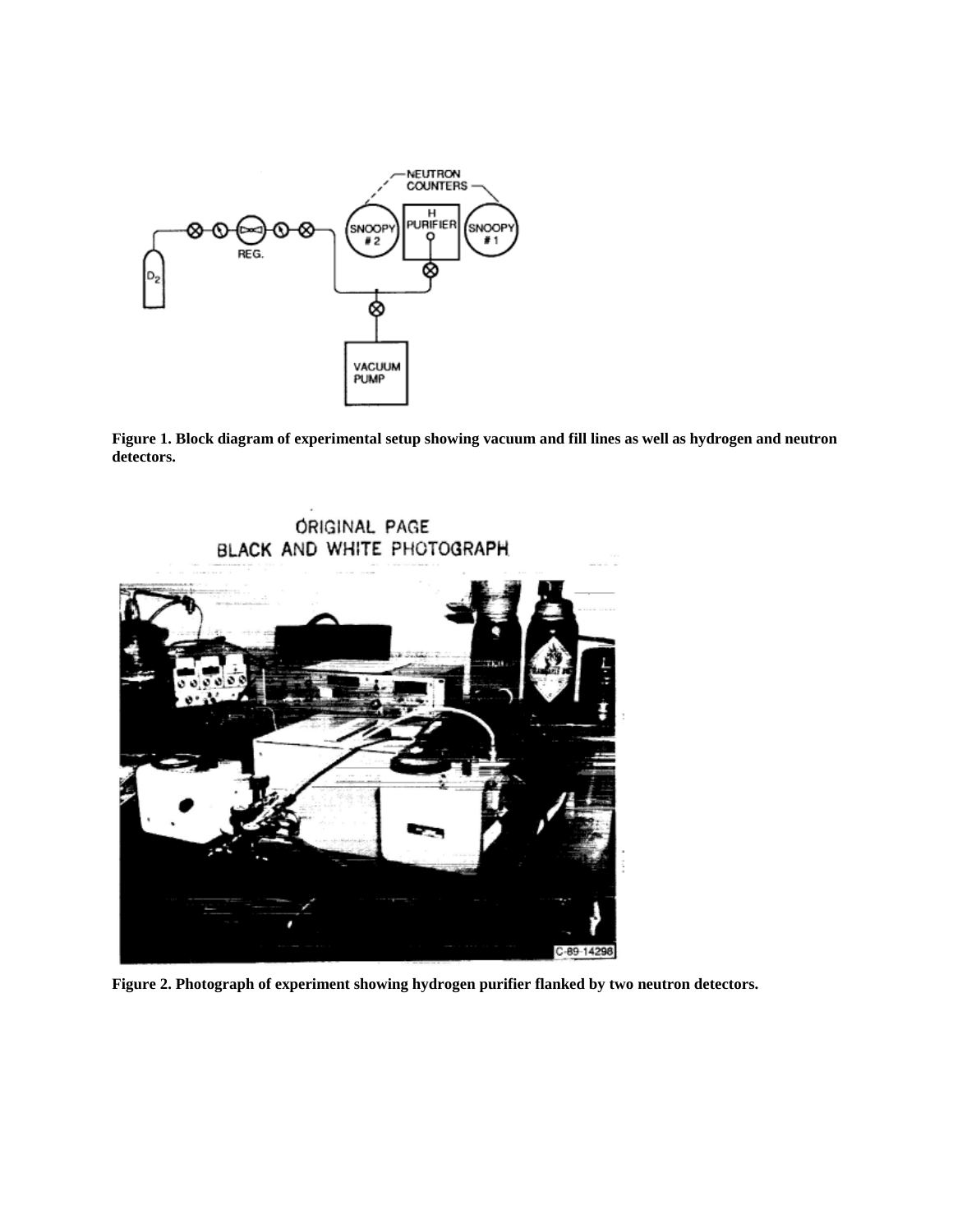**Figure 1. Block diagram of experimental setup showing vacuum and fill lines as well as hydrogen and neutron detectors.**

**Figure 2. Photograph of experiment showing hydrogen purifier flanked by two neutron detectors.**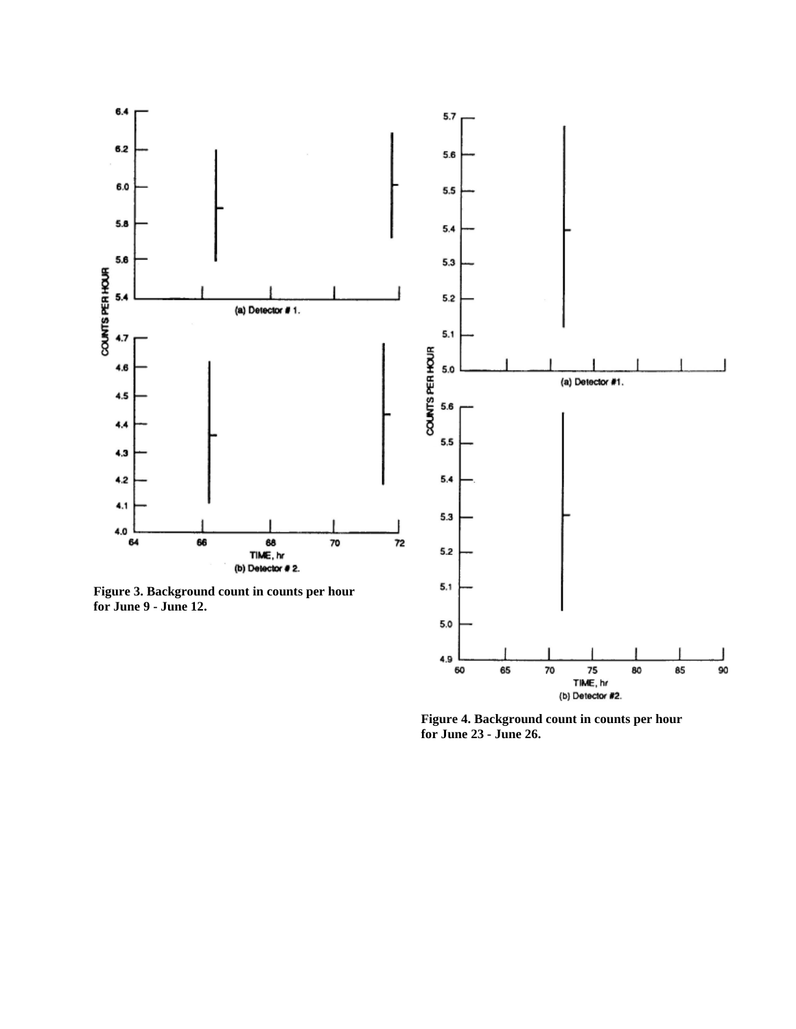Figure 3. Background count in counts per hour for June 9 - June 12.

Figure 4. Background count in counts per hour for June 23 - June 26.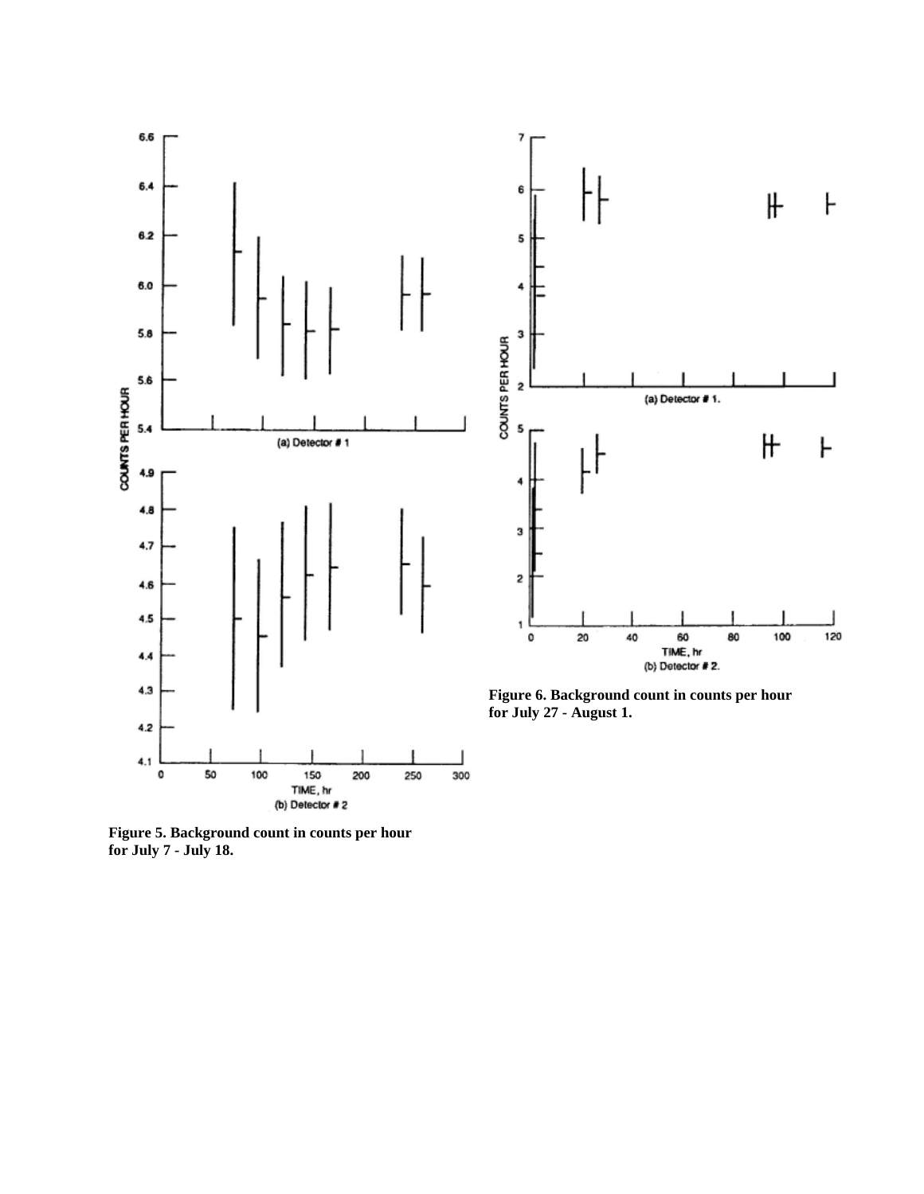Figure 5. Background count in counts per hour for July 7 - July 18.

Figure 6. Background count in counts per hour for July 27 - August 1.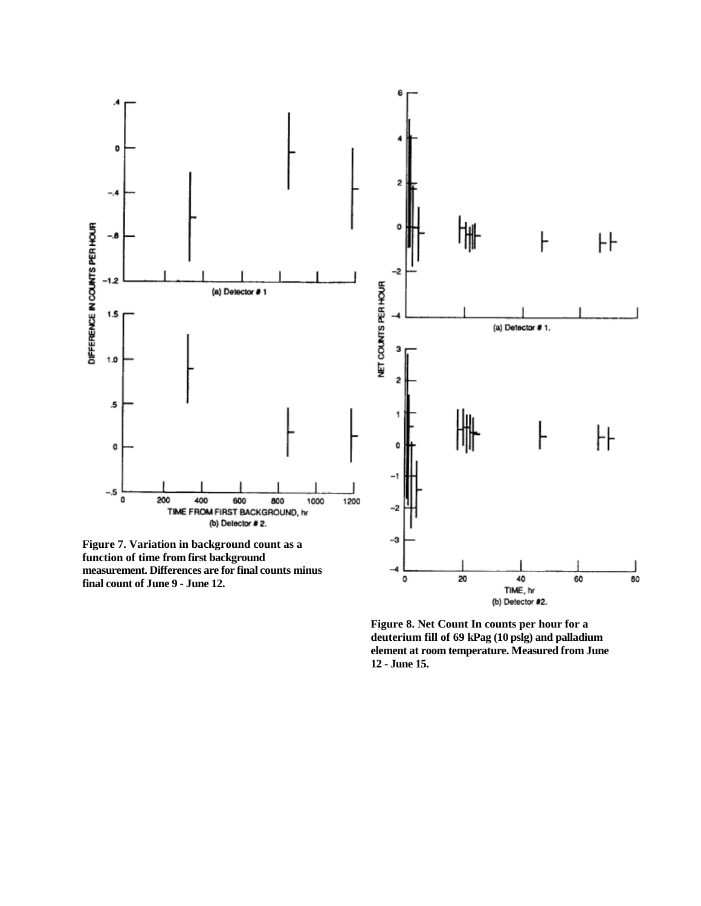**Figure 7. Variation in background count as a function of time from first background measurement. Differences are for final counts minus final count of June 9 - June 12.**

**Figure 8. Net Count In counts per hour for a deuterium fill of 69 kPag (10 pslg) and palladium element at room temperature. Measured from June 12 - June 15.**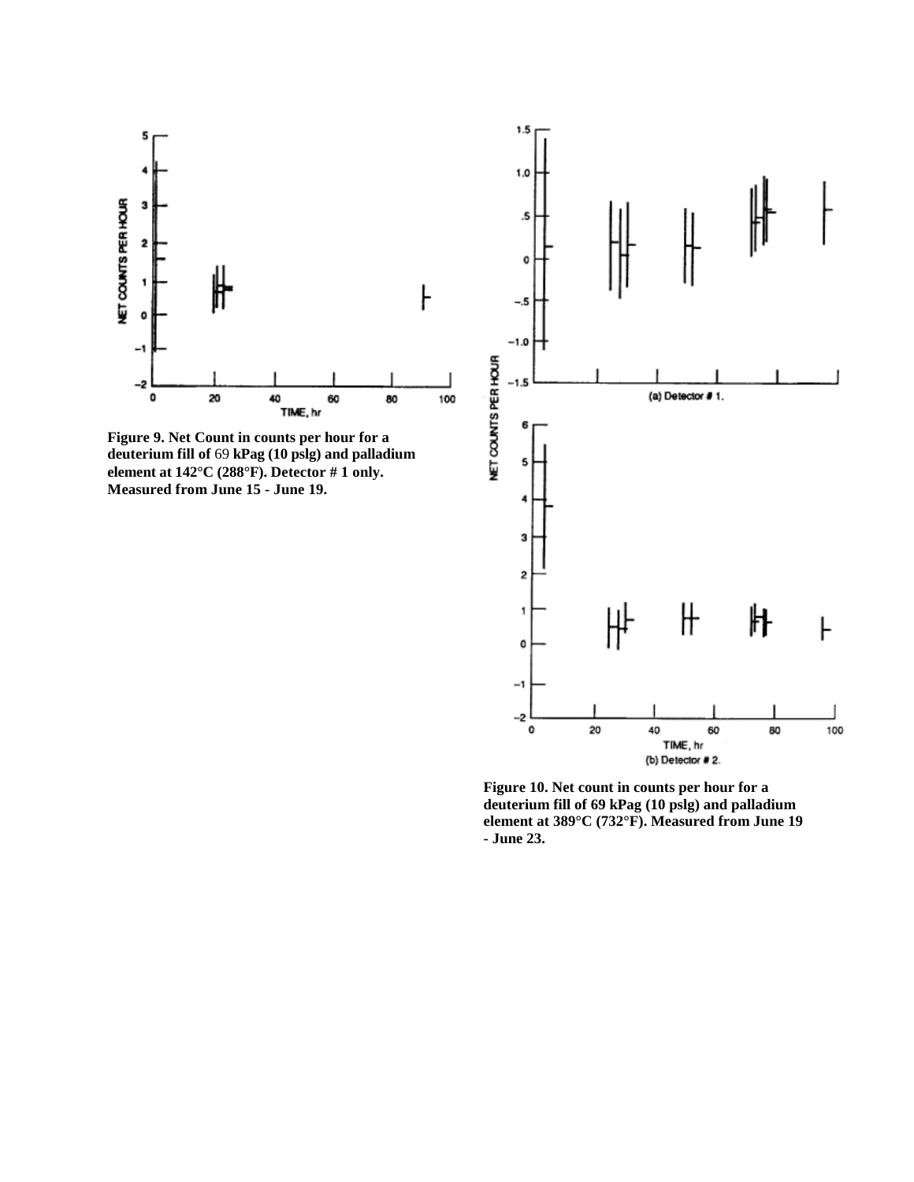Figure 9. Net Count in counts per hour for a deuterium fill of 69 kPag (10 pslg) and palladium element at 142°C (288°F). Detector # 1 only. Measured from June 15 - June 19.

Figure 10. Net count in counts per hour for a deuterium fill of 69 kPag (10 pslg) and palladium element at 389°C (732°F). Measured from June 19 - June 23.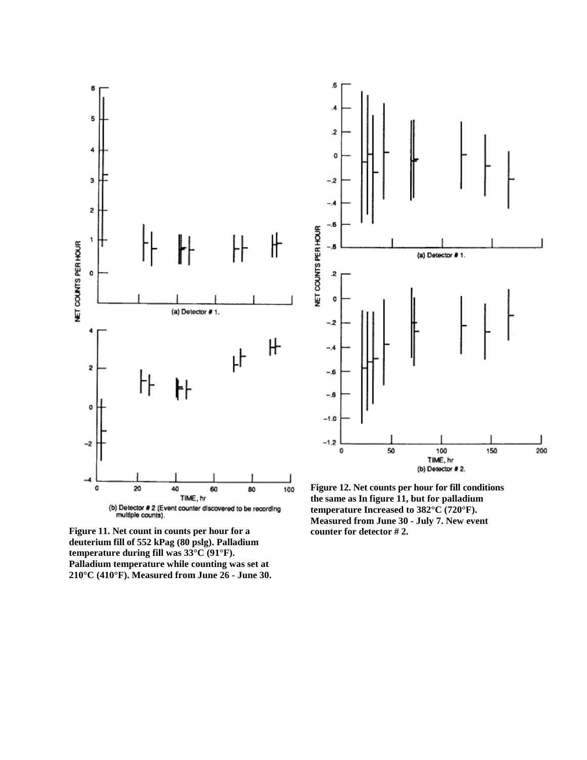Figure 11. Net count in counts per hour for a deuterium fill of 552 kPag (80 pslg). Palladium temperature during fill was 33°C (91°F). Palladium temperature while counting was set at 210°C (410°F). Measured from June 26 - June 30.

Figure 12. Net counts per hour for fill conditions the same as In figure 11, but for palladium temperature Increased to 382°C (720°F). Measured from June 30 - July 7. New event counter for detector # 2.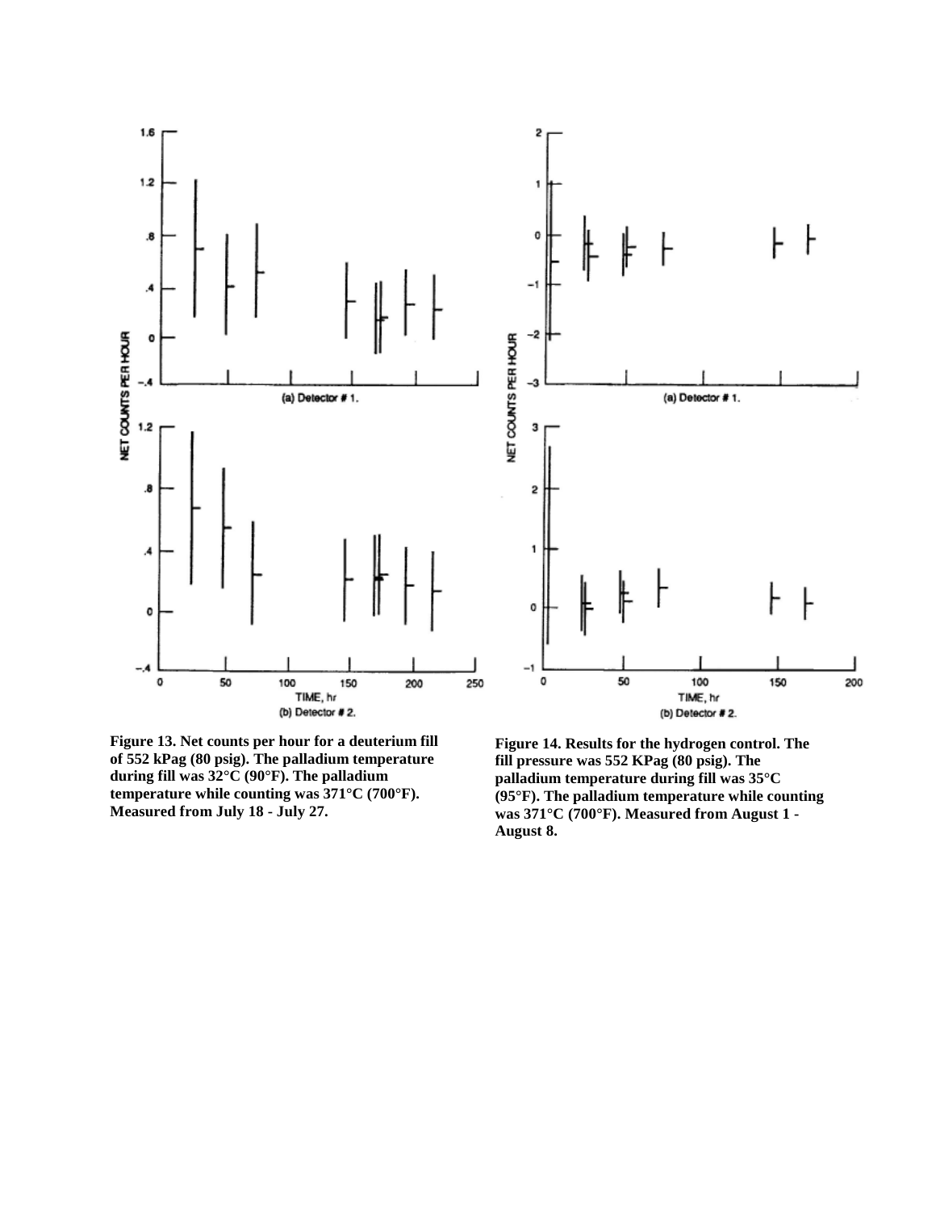**Figure 13. Net counts per hour for a deuterium fill of 552 kPag (80 psig). The palladium temperature during fill was 32°C (90°F). The palladium temperature while counting was 371°C (700°F). Measured from July 18 - July 27.**

**Figure 14. Results for the hydrogen control. The fill pressure was 552 KPag (80 psig). The palladium temperature during fill was 35°C (95°F). The palladium temperature while counting was 371°C (700°F). Measured from August 1 - August 8.**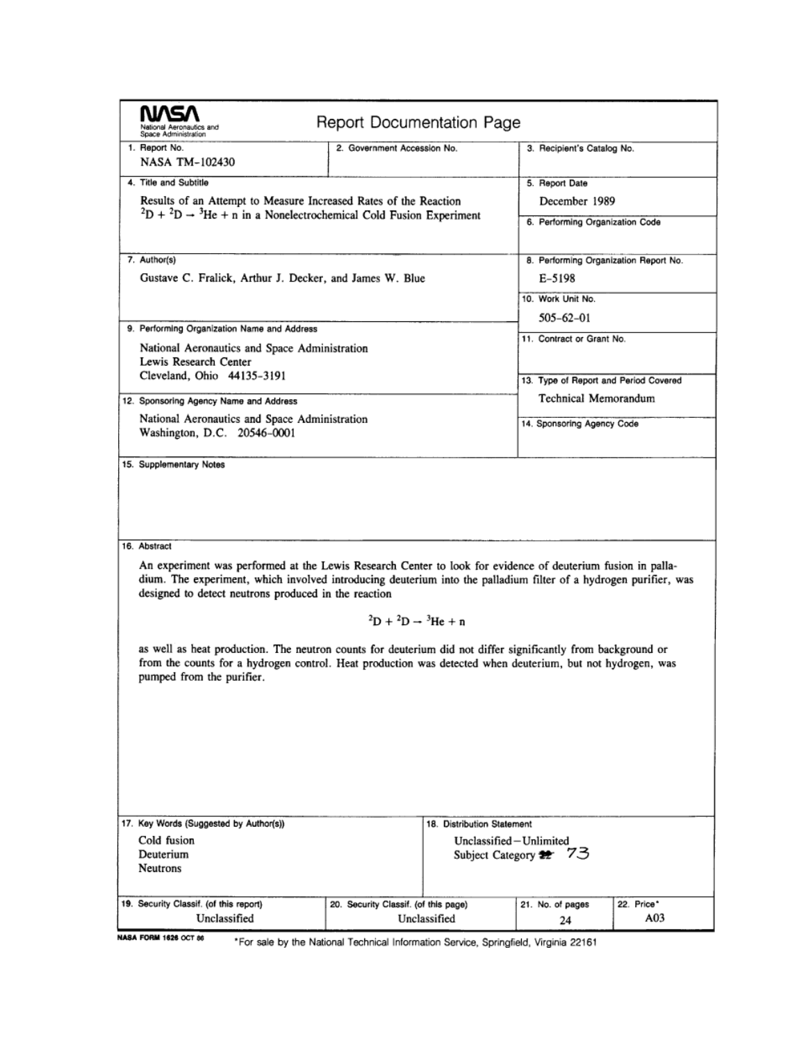# NASA Report Documentation Page

National Aeronautics and Space Administration

| 1. Report No. | 2. Government Accession No. | 3. Recipient's Catalog No. |
|---|---|---|
| NASA TM-102430 | | |

| 4. Title and Subtitle | 5. Report Date |
|---|---|
| Results of an Attempt to Measure Increased Rates of the Reaction $^2D + ^2D \rightarrow ^3He + n$ in a Nonelectrochemical Cold Fusion Experiment | December 1989 |
| | 6. Performing Organization Code |

| 7. Author(s) | 8. Performing Organization Report No. |
|---|---|
| Gustave C. Fralick, Arthur J. Decker, and James W. Blue | E-5198 |
| | 10. Work Unit No. |
| | 505-62-01 |

| 9. Performing Organization Name and Address | 11. Contract or Grant No. |
|---|---|
| National Aeronautics and Space Administration<br>Lewis Research Center<br>Cleveland, Ohio 44135-3191 | |
| | 13. Type of Report and Period Covered |
| 12. Sponsoring Agency Name and Address | Technical Memorandum |
| National Aeronautics and Space Administration<br>Washington, D.C. 20546-0001 | 14. Sponsoring Agency Code |

15. Supplementary Notes

16. Abstract

An experiment was performed at the Lewis Research Center to look for evidence of deuterium fusion in palladium. The experiment, which involved introducing deuterium into the palladium filter of a hydrogen purifier, was designed to detect neutrons produced in the reaction

$$^2D + ^2D \rightarrow ^3He + n$$

as well as heat production. The neutron counts for deuterium did not differ significantly from background or from the counts for a hydrogen control. Heat production was detected when deuterium, but not hydrogen, was pumped from the purifier.

| 17. Key Words (Suggested by Author(s)) | 18. Distribution Statement |
|---|---|
| Cold fusion<br>Deuterium<br>Neutrons | Unclassified – Unlimited<br>Subject Category 73 |

| 19. Security Classif. (of this report) | 20. Security Classif. (of this page) | 21. No. of pages | 22. Price* |
|---|---|---|---|
| Unclassified | Unclassified | 24 | A03 |

NASA FORM 1626 OCT 86

*For sale by the National Technical Information Service, Springfield, Virginia 22161